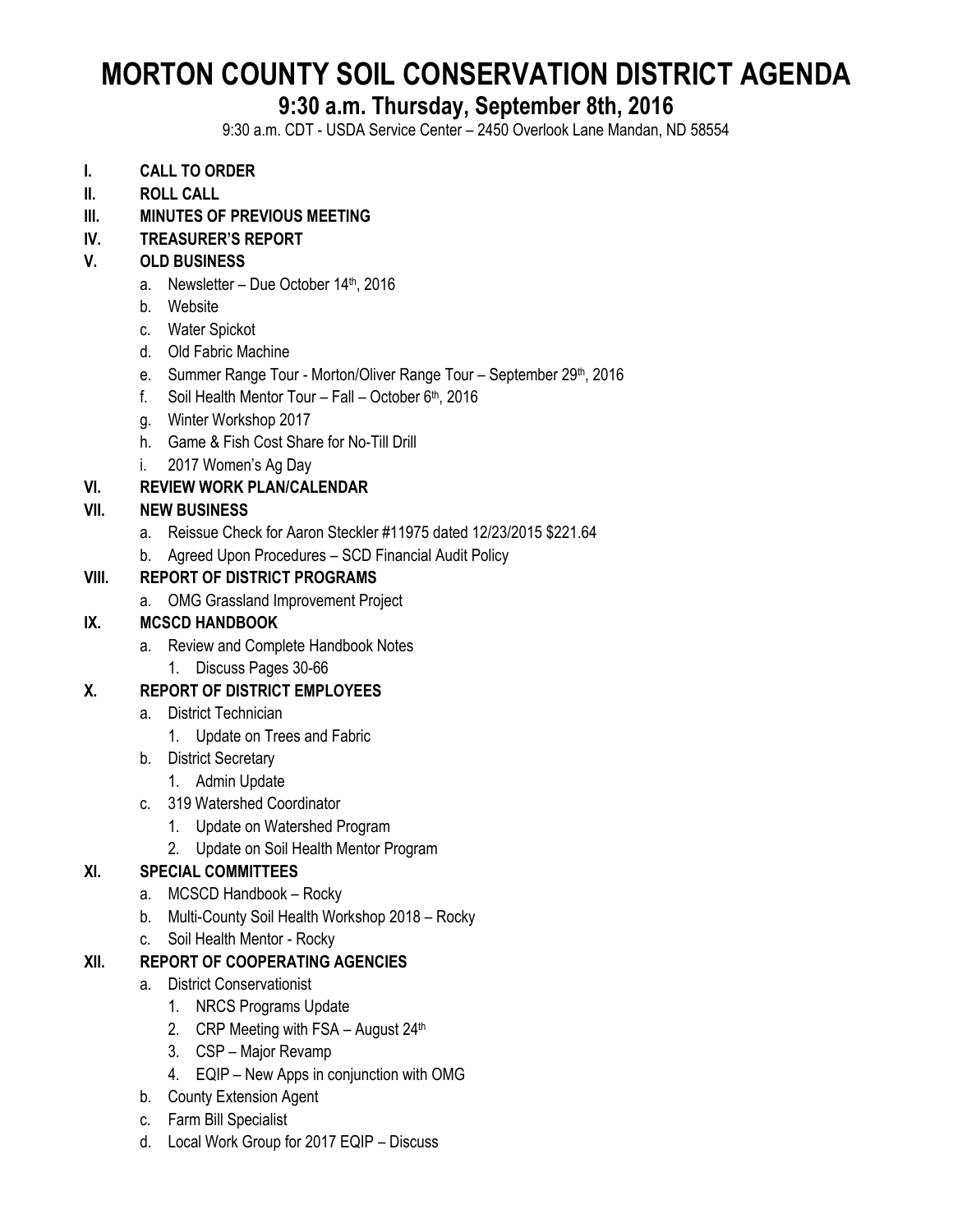# MORTON COUNTY SOIL CONSERVATION DISTRICT AGENDA

## 9:30 a.m. Thursday, September 8th, 2016

9:30 a.m. CDT - USDA Service Center – 2450 Overlook Lane Mandan, ND 58554

**I. CALL TO ORDER**

**II. ROLL CALL**

**III. MINUTES OF PREVIOUS MEETING**

**IV. TREASURER'S REPORT**

**V. OLD BUSINESS**

- a. Newsletter – Due October 14th, 2016
- b. Website
- c. Water Spickot
- d. Old Fabric Machine
- e. Summer Range Tour - Morton/Oliver Range Tour – September 29th, 2016
- f. Soil Health Mentor Tour – Fall – October 6th, 2016
- g. Winter Workshop 2017
- h. Game & Fish Cost Share for No-Till Drill
- i. 2017 Women's Ag Day

**VI. REVIEW WORK PLAN/CALENDAR**

**VII. NEW BUSINESS**

- a. Reissue Check for Aaron Steckler #11975 dated 12/23/2015 $221.64
- b. Agreed Upon Procedures – SCD Financial Audit Policy

**VIII. REPORT OF DISTRICT PROGRAMS**

- a. OMG Grassland Improvement Project

**IX. MCSCD HANDBOOK**

- a. Review and Complete Handbook Notes
  1. Discuss Pages 30-66

**X. REPORT OF DISTRICT EMPLOYEES**

- a. District Technician
  1. Update on Trees and Fabric
- b. District Secretary
  1. Admin Update
- c. 319 Watershed Coordinator
  1. Update on Watershed Program
  2. Update on Soil Health Mentor Program

**XI. SPECIAL COMMITTEES**

- a. MCSCD Handbook – Rocky
- b. Multi-County Soil Health Workshop 2018 – Rocky
- c. Soil Health Mentor - Rocky

**XII. REPORT OF COOPERATING AGENCIES**

- a. District Conservationist
  1. NRCS Programs Update
  2. CRP Meeting with FSA – August 24th
  3. CSP – Major Revamp
  4. EQIP – New Apps in conjunction with OMG
- b. County Extension Agent
- c. Farm Bill Specialist
- d. Local Work Group for 2017 EQIP – Discuss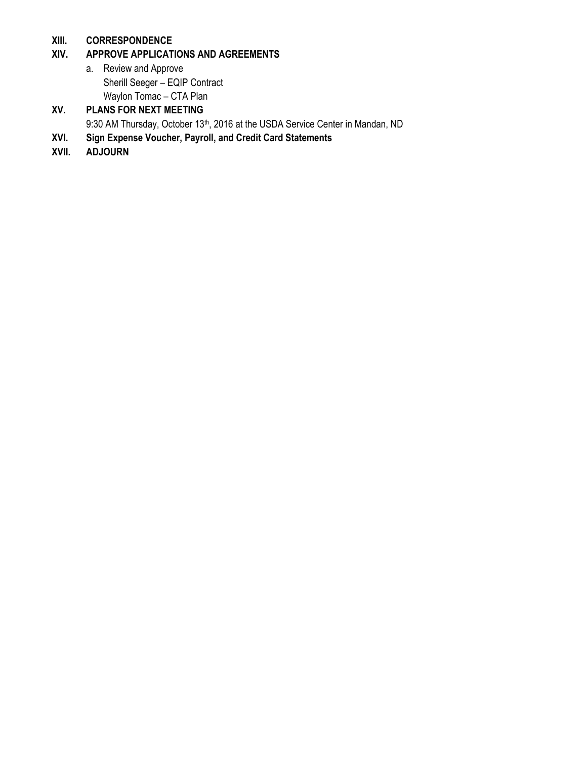**XIII. CORRESPONDENCE**

**XIV. APPROVE APPLICATIONS AND AGREEMENTS**

a. Review and Approve
   Sherill Seeger – EQIP Contract
   Waylon Tomac – CTA Plan

**XV. PLANS FOR NEXT MEETING**

9:30 AM Thursday, October 13th, 2016 at the USDA Service Center in Mandan, ND

**XVI. Sign Expense Voucher, Payroll, and Credit Card Statements**

**XVII. ADJOURN**